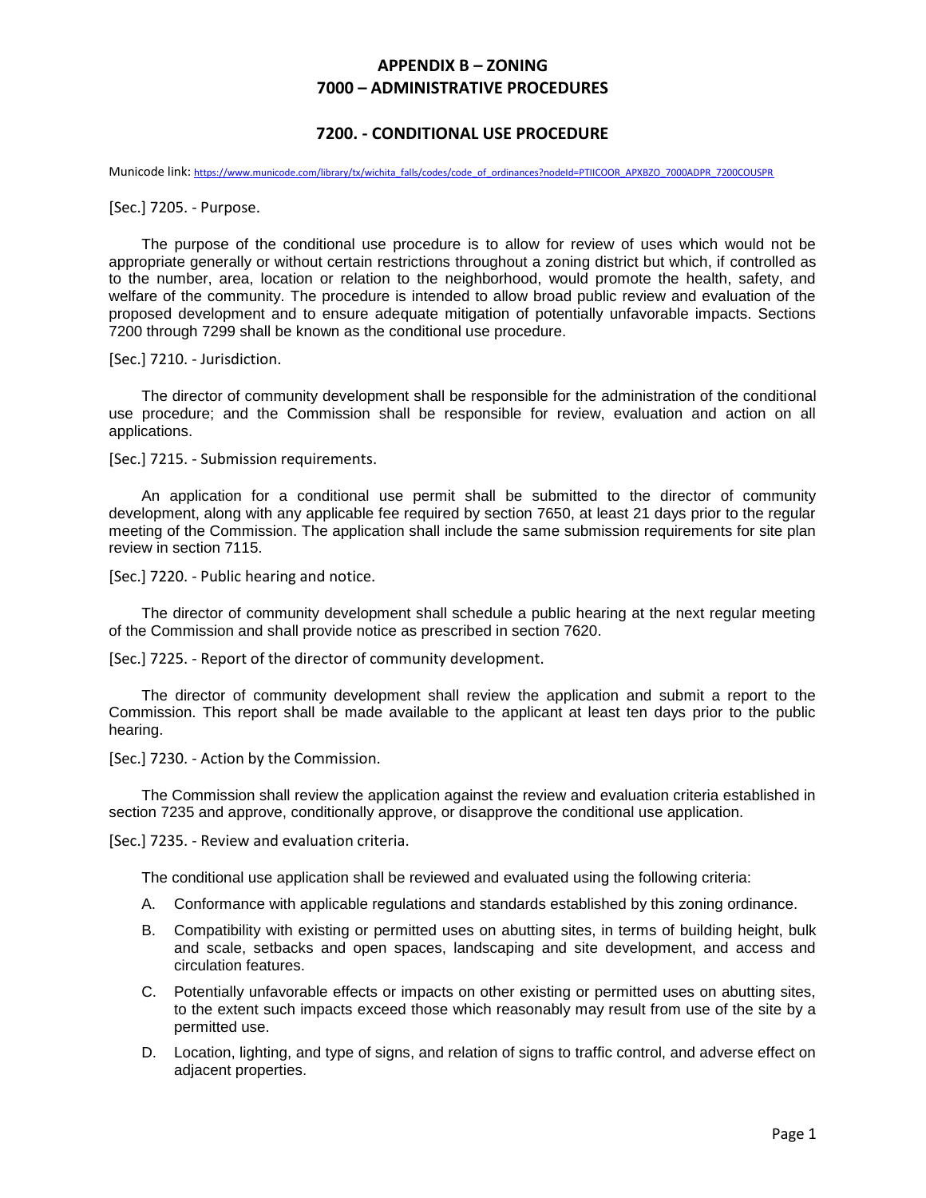# APPENDIX B – ZONING
# 7000 – ADMINISTRATIVE PROCEDURES

## 7200. - CONDITIONAL USE PROCEDURE

Municode link: https://www.municode.com/library/tx/wichita_falls/codes/code_of_ordinances?nodeId=PTIICOOR_APXBZO_7000ADPR_7200COUSPR

[Sec.] 7205. - Purpose.

The purpose of the conditional use procedure is to allow for review of uses which would not be appropriate generally or without certain restrictions throughout a zoning district but which, if controlled as to the number, area, location or relation to the neighborhood, would promote the health, safety, and welfare of the community. The procedure is intended to allow broad public review and evaluation of the proposed development and to ensure adequate mitigation of potentially unfavorable impacts. Sections 7200 through 7299 shall be known as the conditional use procedure.

[Sec.] 7210. - Jurisdiction.

The director of community development shall be responsible for the administration of the conditional use procedure; and the Commission shall be responsible for review, evaluation and action on all applications.

[Sec.] 7215. - Submission requirements.

An application for a conditional use permit shall be submitted to the director of community development, along with any applicable fee required by section 7650, at least 21 days prior to the regular meeting of the Commission. The application shall include the same submission requirements for site plan review in section 7115.

[Sec.] 7220. - Public hearing and notice.

The director of community development shall schedule a public hearing at the next regular meeting of the Commission and shall provide notice as prescribed in section 7620.

[Sec.] 7225. - Report of the director of community development.

The director of community development shall review the application and submit a report to the Commission. This report shall be made available to the applicant at least ten days prior to the public hearing.

[Sec.] 7230. - Action by the Commission.

The Commission shall review the application against the review and evaluation criteria established in section 7235 and approve, conditionally approve, or disapprove the conditional use application.

[Sec.] 7235. - Review and evaluation criteria.

The conditional use application shall be reviewed and evaluated using the following criteria:

A. Conformance with applicable regulations and standards established by this zoning ordinance.

B. Compatibility with existing or permitted uses on abutting sites, in terms of building height, bulk and scale, setbacks and open spaces, landscaping and site development, and access and circulation features.

C. Potentially unfavorable effects or impacts on other existing or permitted uses on abutting sites, to the extent such impacts exceed those which reasonably may result from use of the site by a permitted use.

D. Location, lighting, and type of signs, and relation of signs to traffic control, and adverse effect on adjacent properties.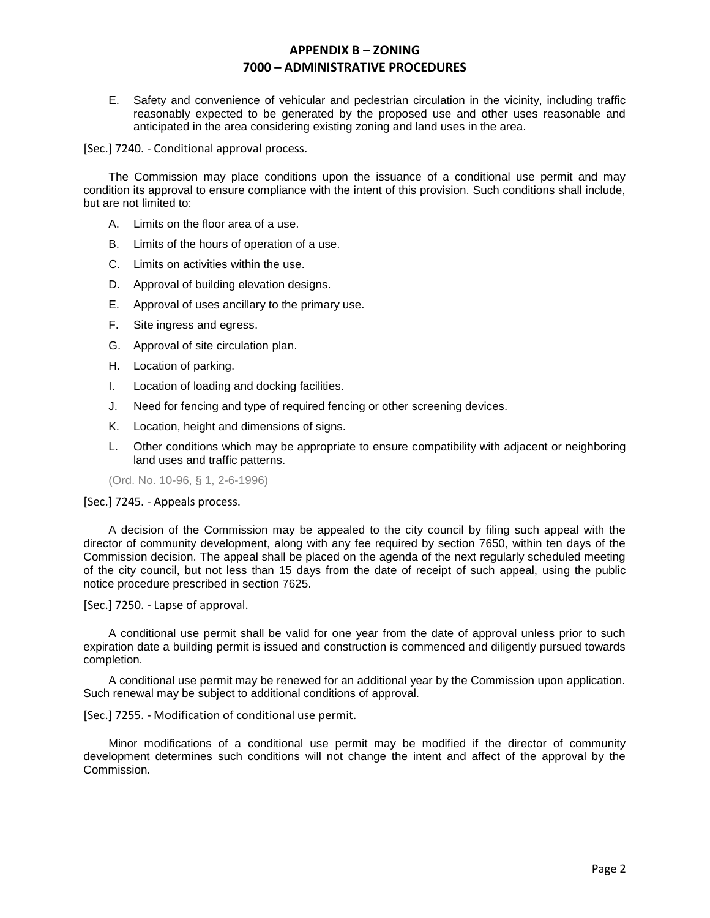E. Safety and convenience of vehicular and pedestrian circulation in the vicinity, including traffic reasonably expected to be generated by the proposed use and other uses reasonable and anticipated in the area considering existing zoning and land uses in the area.

[Sec.] 7240. - Conditional approval process.

The Commission may place conditions upon the issuance of a conditional use permit and may condition its approval to ensure compliance with the intent of this provision. Such conditions shall include, but are not limited to:

A. Limits on the floor area of a use.

B. Limits of the hours of operation of a use.

C. Limits on activities within the use.

D. Approval of building elevation designs.

E. Approval of uses ancillary to the primary use.

F. Site ingress and egress.

G. Approval of site circulation plan.

H. Location of parking.

I. Location of loading and docking facilities.

J. Need for fencing and type of required fencing or other screening devices.

K. Location, height and dimensions of signs.

L. Other conditions which may be appropriate to ensure compatibility with adjacent or neighboring land uses and traffic patterns.

(Ord. No. 10-96, § 1, 2-6-1996)

[Sec.] 7245. - Appeals process.

A decision of the Commission may be appealed to the city council by filing such appeal with the director of community development, along with any fee required by section 7650, within ten days of the Commission decision. The appeal shall be placed on the agenda of the next regularly scheduled meeting of the city council, but not less than 15 days from the date of receipt of such appeal, using the public notice procedure prescribed in section 7625.

[Sec.] 7250. - Lapse of approval.

A conditional use permit shall be valid for one year from the date of approval unless prior to such expiration date a building permit is issued and construction is commenced and diligently pursued towards completion.

A conditional use permit may be renewed for an additional year by the Commission upon application. Such renewal may be subject to additional conditions of approval.

[Sec.] 7255. - Modification of conditional use permit.

Minor modifications of a conditional use permit may be modified if the director of community development determines such conditions will not change the intent and affect of the approval by the Commission.